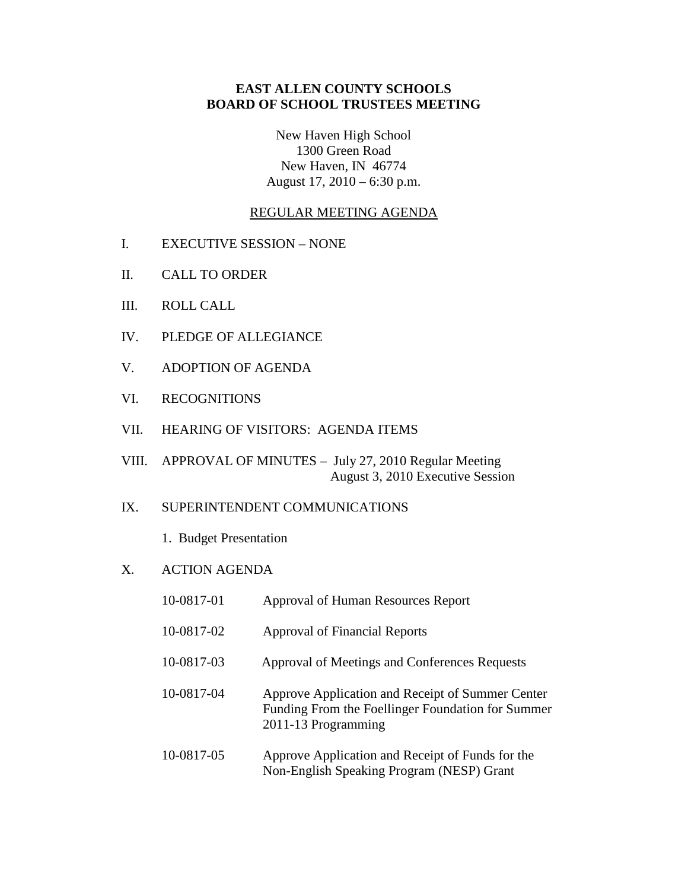**EAST ALLEN COUNTY SCHOOLS**
**BOARD OF SCHOOL TRUSTEES MEETING**

New Haven High School
1300 Green Road
New Haven, IN 46774
August 17, 2010 – 6:30 p.m.

REGULAR MEETING AGENDA

I. EXECUTIVE SESSION – NONE

II. CALL TO ORDER

III. ROLL CALL

IV. PLEDGE OF ALLEGIANCE

V. ADOPTION OF AGENDA

VI. RECOGNITIONS

VII. HEARING OF VISITORS: AGENDA ITEMS

VIII. APPROVAL OF MINUTES – July 27, 2010 Regular Meeting
August 3, 2010 Executive Session

IX. SUPERINTENDENT COMMUNICATIONS

1. Budget Presentation

X. ACTION AGENDA

10-0817-01 Approval of Human Resources Report

10-0817-02 Approval of Financial Reports

10-0817-03 Approval of Meetings and Conferences Requests

10-0817-04 Approve Application and Receipt of Summer Center Funding From the Foellinger Foundation for Summer 2011-13 Programming

10-0817-05 Approve Application and Receipt of Funds for the Non-English Speaking Program (NESP) Grant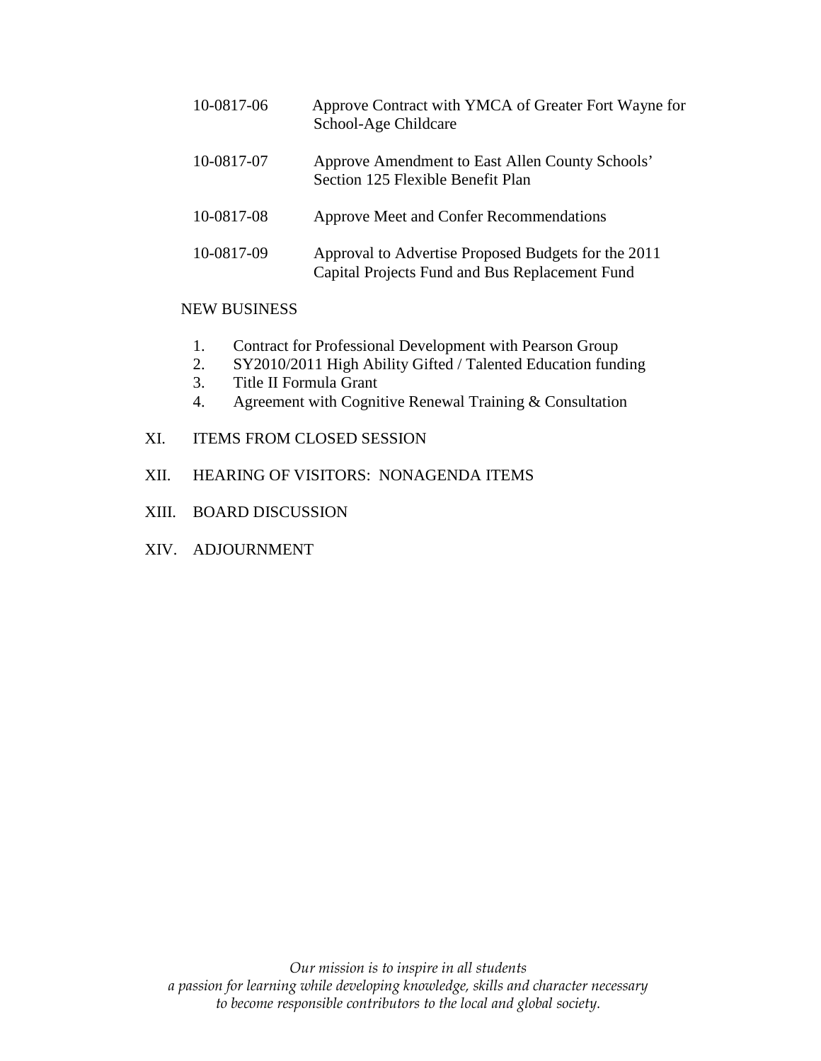| | |
|---|---|
| 10-0817-06 | Approve Contract with YMCA of Greater Fort Wayne for School-Age Childcare |
| 10-0817-07 | Approve Amendment to East Allen County Schools' Section 125 Flexible Benefit Plan |
| 10-0817-08 | Approve Meet and Confer Recommendations |
| 10-0817-09 | Approval to Advertise Proposed Budgets for the 2011 Capital Projects Fund and Bus Replacement Fund |

NEW BUSINESS

1. Contract for Professional Development with Pearson Group
2. SY2010/2011 High Ability Gifted / Talented Education funding
3. Title II Formula Grant
4. Agreement with Cognitive Renewal Training & Consultation

XI. ITEMS FROM CLOSED SESSION

XII. HEARING OF VISITORS: NONAGENDA ITEMS

XIII. BOARD DISCUSSION

XIV. ADJOURNMENT

*Our mission is to inspire in all students*
*a passion for learning while developing knowledge, skills and character necessary*
*to become responsible contributors to the local and global society.*